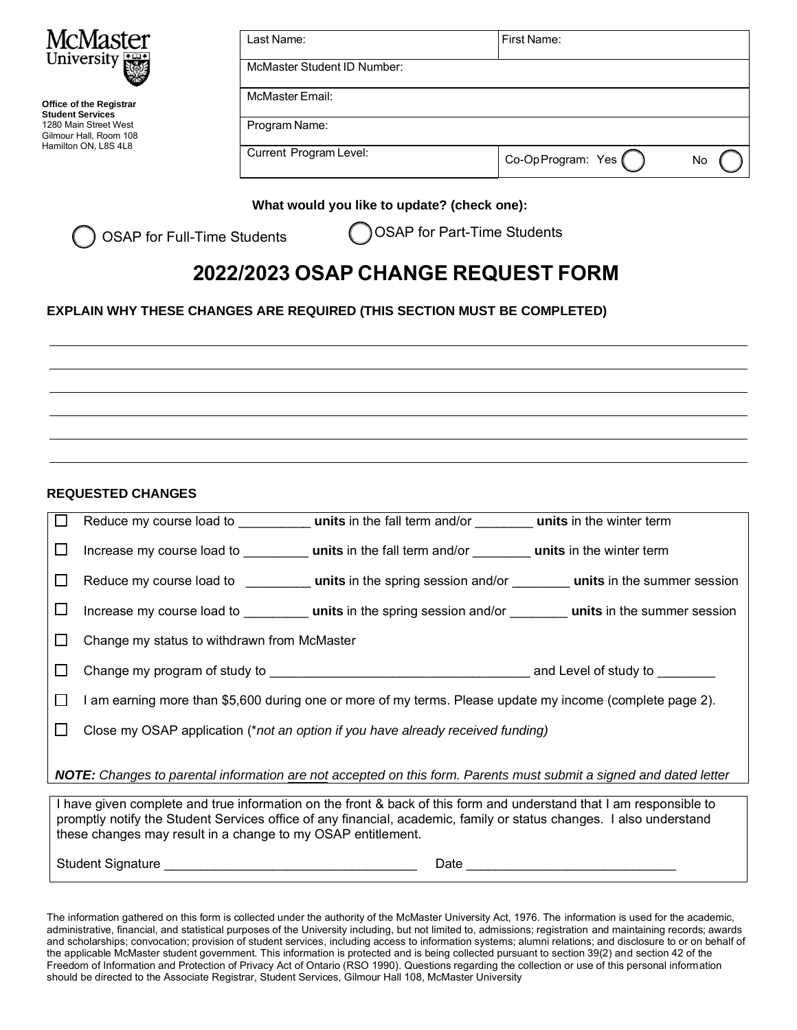McMaster University

**Office of the Registrar**
**Student Services**
1280 Main Street West
Gilmour Hall, Room 108
Hamilton ON, L8S 4L8

| Last Name: | First Name: |
| --- | --- |
| McMaster Student ID Number: | |
| McMaster Email: | |
| Program Name: | |
| Current Program Level: | Co-Op Program: Yes ◯ No ◯ |

**What would you like to update? (check one):**

◯ OSAP for Full-Time Students ◯ OSAP for Part-Time Students

# 2022/2023 OSAP CHANGE REQUEST FORM

**EXPLAIN WHY THESE CHANGES ARE REQUIRED (THIS SECTION MUST BE COMPLETED)**

______________________________________________________________________

______________________________________________________________________

______________________________________________________________________

______________________________________________________________________

______________________________________________________________________

______________________________________________________________________

**REQUESTED CHANGES**

- ☐ Reduce my course load to _________ **units** in the fall term and/or ________ **units** in the winter term
- ☐ Increase my course load to _________ **units** in the fall term and/or ________ **units** in the winter term
- ☐ Reduce my course load to _________ **units** in the spring session and/or ________ **units** in the summer session
- ☐ Increase my course load to _________ **units** in the spring session and/or ________ **units** in the summer session
- ☐ Change my status to withdrawn from McMaster
- ☐ Change my program of study to ___________________________________ and Level of study to ________
- ☐ I am earning more than $5,600 during one or more of my terms. Please update my income (complete page 2).
- ☐ Close my OSAP application (**not an option if you have already received funding)*

***NOTE:*** *Changes to parental information are not accepted on this form. Parents must submit a signed and dated letter*

I have given complete and true information on the front & back of this form and understand that I am responsible to promptly notify the Student Services office of any financial, academic, family or status changes. I also understand these changes may result in a change to my OSAP entitlement.

Student Signature ___________________________________ Date _____________________________

The information gathered on this form is collected under the authority of the McMaster University Act, 1976. The information is used for the academic, administrative, financial, and statistical purposes of the University including, but not limited to, admissions; registration and maintaining records; awards and scholarships; convocation; provision of student services, including access to information systems; alumni relations; and disclosure to or on behalf of the applicable McMaster student government. This information is protected and is being collected pursuant to section 39(2) and section 42 of the Freedom of Information and Protection of Privacy Act of Ontario (RSO 1990). Questions regarding the collection or use of this personal information should be directed to the Associate Registrar, Student Services, Gilmour Hall 108, McMaster University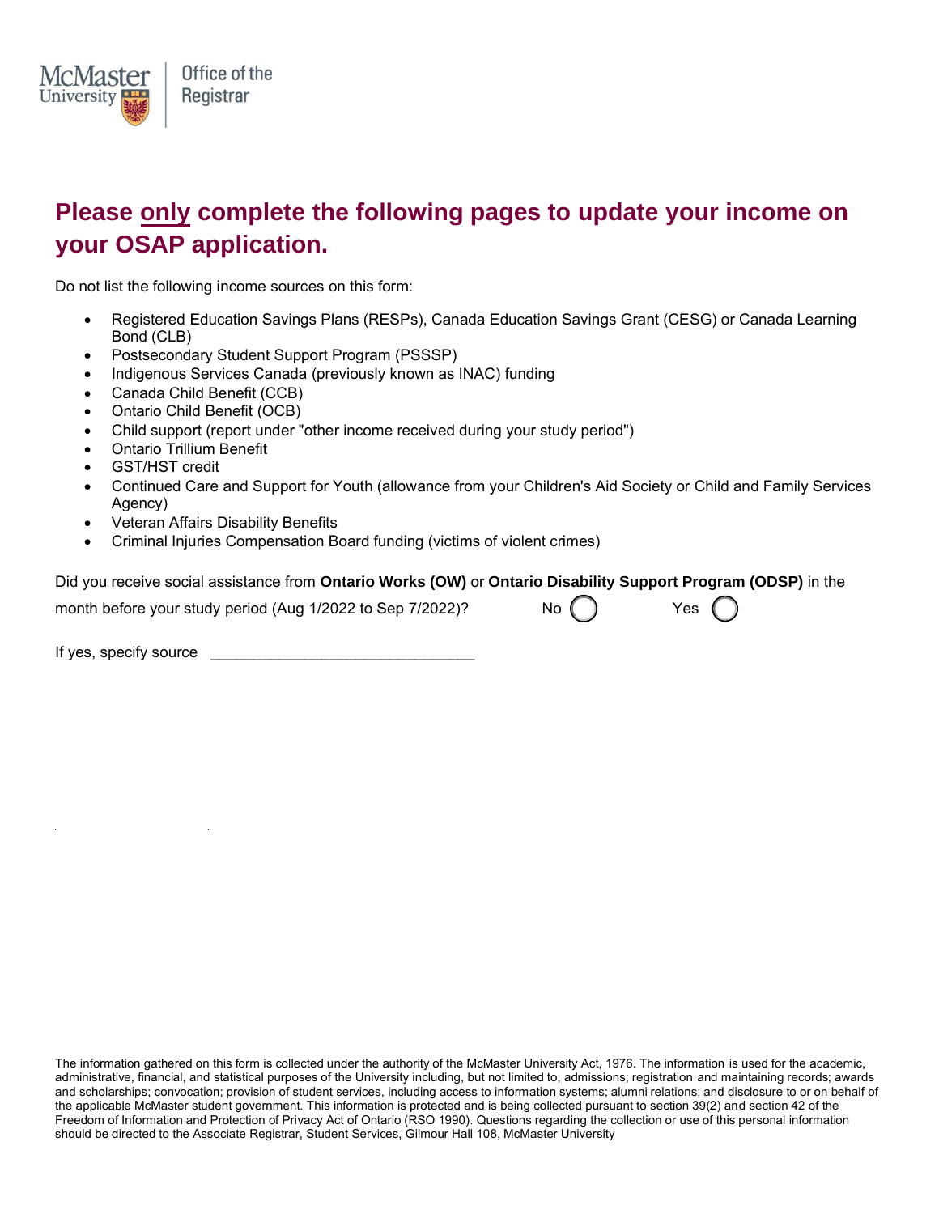McMaster University | Office of the Registrar

# Please <u>only</u> complete the following pages to update your income on your OSAP application.

Do not list the following income sources on this form:

- Registered Education Savings Plans (RESPs), Canada Education Savings Grant (CESG) or Canada Learning Bond (CLB)
- Postsecondary Student Support Program (PSSSP)
- Indigenous Services Canada (previously known as INAC) funding
- Canada Child Benefit (CCB)
- Ontario Child Benefit (OCB)
- Child support (report under "other income received during your study period")
- Ontario Trillium Benefit
- GST/HST credit
- Continued Care and Support for Youth (allowance from your Children's Aid Society or Child and Family Services Agency)
- Veteran Affairs Disability Benefits
- Criminal Injuries Compensation Board funding (victims of violent crimes)

Did you receive social assistance from **Ontario Works (OW)** or **Ontario Disability Support Program (ODSP)** in the month before your study period (Aug 1/2022 to Sep 7/2022)? No ◯ Yes ◯

If yes, specify source ______________________________

The information gathered on this form is collected under the authority of the McMaster University Act, 1976. The information is used for the academic, administrative, financial, and statistical purposes of the University including, but not limited to, admissions; registration and maintaining records; awards and scholarships; convocation; provision of student services, including access to information systems; alumni relations; and disclosure to or on behalf of the applicable McMaster student government. This information is protected and is being collected pursuant to section 39(2) and section 42 of the Freedom of Information and Protection of Privacy Act of Ontario (RSO 1990). Questions regarding the collection or use of this personal information should be directed to the Associate Registrar, Student Services, Gilmour Hall 108, McMaster University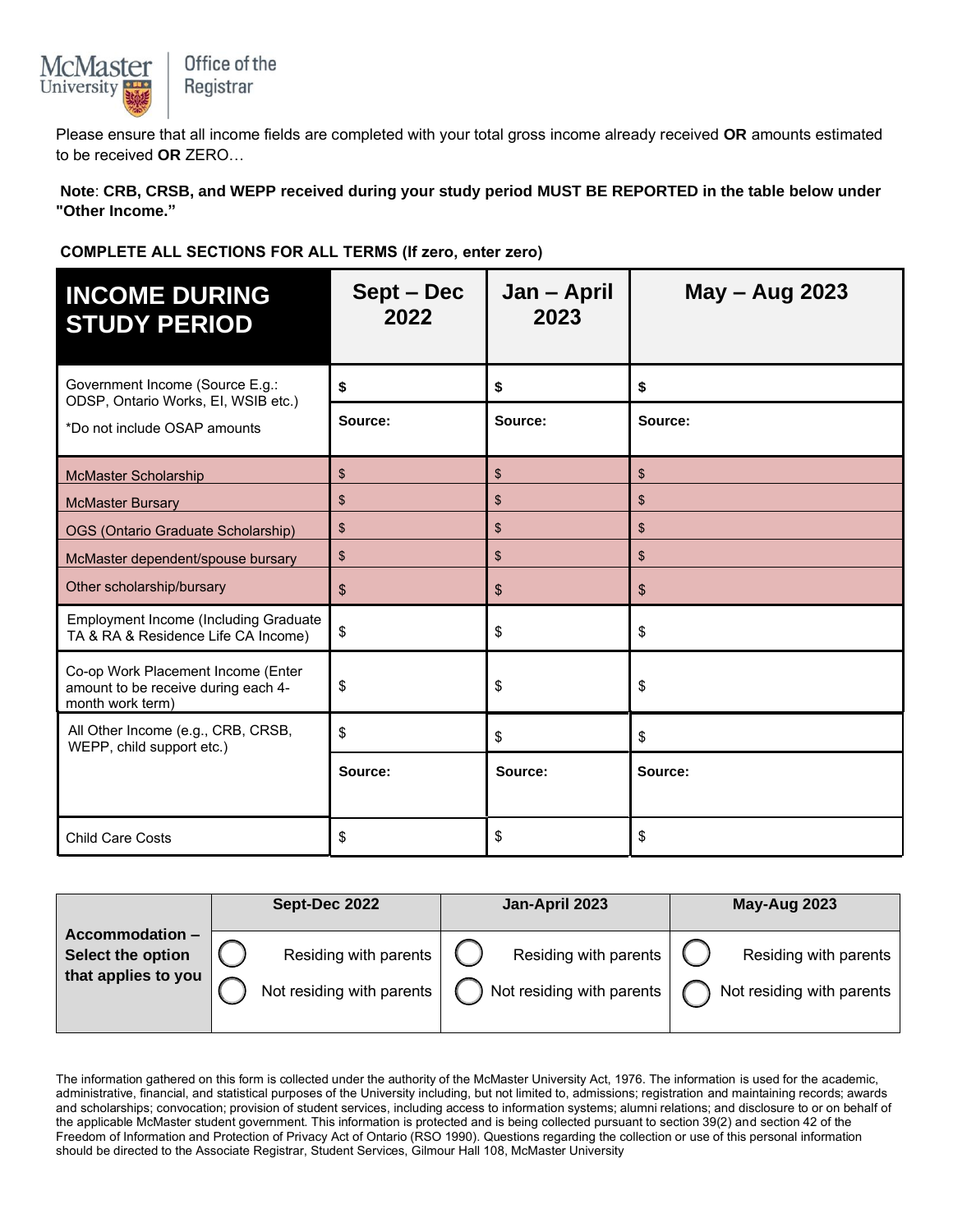Please ensure that all income fields are completed with your total gross income already received **OR** amounts estimated to be received **OR** ZERO…

**Note**: **CRB, CRSB, and WEPP received during your study period MUST BE REPORTED in the table below under "Other Income."**

**COMPLETE ALL SECTIONS FOR ALL TERMS (If zero, enter zero)**

| **INCOME DURING STUDY PERIOD** | **Sept – Dec 2022** | **Jan – April 2023** | **May – Aug 2023** |
|---|---|---|---|
| Government Income (Source E.g.: ODSP, Ontario Works, EI, WSIB etc.) *Do not include OSAP amounts | **$** | **$** | **$** |
| | **Source:** | **Source:** | **Source:** |
| McMaster Scholarship | $ | $ | $ |
| McMaster Bursary | $ | $ | $ |
| OGS (Ontario Graduate Scholarship) | $ | $ | $ |
| McMaster dependent/spouse bursary | $ | $ | $ |
| Other scholarship/bursary | $ | $ | $ |
| Employment Income (Including Graduate TA & RA & Residence Life CA Income) | $ | $ | $ |
| Co-op Work Placement Income (Enter amount to be receive during each 4-month work term) | $ | $ | $ |
| All Other Income (e.g., CRB, CRSB, WEPP, child support etc.) | $ | $ | $ |
| | **Source:** | **Source:** | **Source:** |
| Child Care Costs | $ | $ | $ |

| **Accommodation – Select the option that applies to you** | **Sept-Dec 2022** | **Jan-April 2023** | **May-Aug 2023** |
|---|---|---|---|
| | ◯ Residing with parents | ◯ Residing with parents | ◯ Residing with parents |
| | ◯ Not residing with parents | ◯ Not residing with parents | ◯ Not residing with parents |

The information gathered on this form is collected under the authority of the McMaster University Act, 1976. The information is used for the academic, administrative, financial, and statistical purposes of the University including, but not limited to, admissions; registration and maintaining records; awards and scholarships; convocation; provision of student services, including access to information systems; alumni relations; and disclosure to or on behalf of the applicable McMaster student government. This information is protected and is being collected pursuant to section 39(2) and section 42 of the Freedom of Information and Protection of Privacy Act of Ontario (RSO 1990). Questions regarding the collection or use of this personal information should be directed to the Associate Registrar, Student Services, Gilmour Hall 108, McMaster University